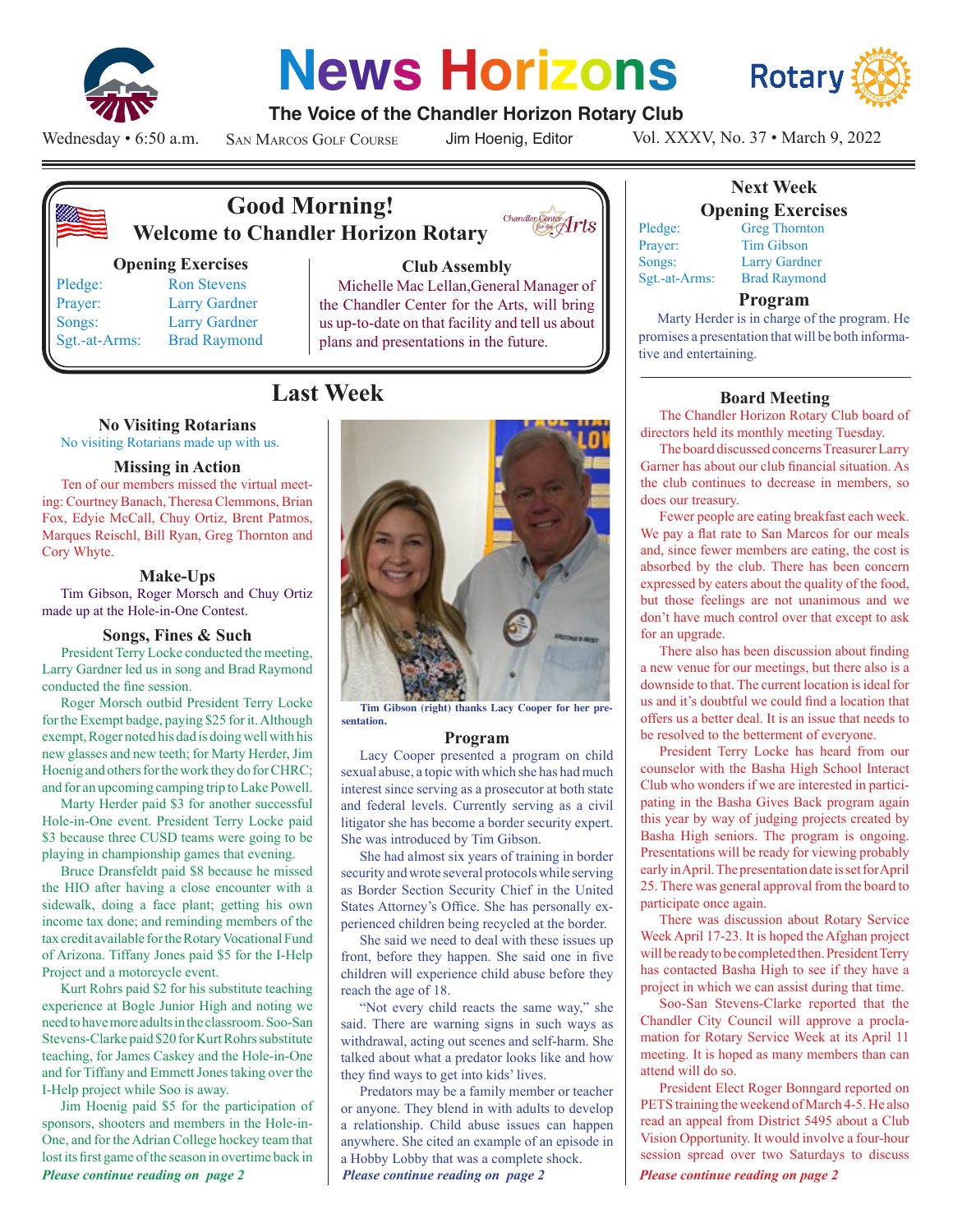# News Horizons

**The Voice of the Chandler Horizon Rotary Club**

Wednesday • 6:50 a.m. San Marcos Golf Course Jim Hoenig, Editor Vol. XXXV, No. 37 • March 9, 2022

## Good Morning!
### Welcome to Chandler Horizon Rotary

**Opening Exercises**

Pledge: Ron Stevens
Prayer: Larry Gardner
Songs: Larry Gardner
Sgt.-at-Arms: Brad Raymond

**Club Assembly**

Michelle Mac Lellan,General Manager of the Chandler Center for the Arts, will bring us up-to-date on that facility and tell us about plans and presentations in the future.

## Last Week

### No Visiting Rotarians

No visiting Rotarians made up with us.

### Missing in Action

Ten of our members missed the virtual meeting: Courtney Banach, Theresa Clemmons, Brian Fox, Edyie McCall, Chuy Ortiz, Brent Patmos, Marques Reischl, Bill Ryan, Greg Thornton and Cory Whyte.

### Make-Ups

Tim Gibson, Roger Morsch and Chuy Ortiz made up at the Hole-in-One Contest.

### Songs, Fines & Such

President Terry Locke conducted the meeting, Larry Gardner led us in song and Brad Raymond conducted the fine session.

Roger Morsch outbid President Terry Locke for the Exempt badge, paying $25 for it. Although exempt, Roger noted his dad is doing well with his new glasses and new teeth; for Marty Herder, Jim Hoenig and others for the work they do for CHRC; and for an upcoming camping trip to Lake Powell.

Marty Herder paid $3 for another successful Hole-in-One event. President Terry Locke paid $3 because three CUSD teams were going to be playing in championship games that evening.

Bruce Dransfeldt paid $8 because he missed the HIO after having a close encounter with a sidewalk, doing a face plant; getting his own income tax done; and reminding members of the tax credit available for the Rotary Vocational Fund of Arizona. Tiffany Jones paid $5 for the I-Help Project and a motorcycle event.

Kurt Rohrs paid $2 for his substitute teaching experience at Bogle Junior High and noting we need to have more adults in the classroom. Soo-San Stevens-Clarke paid $20 for Kurt Rohrs substitute teaching, for James Caskey and the Hole-in-One and for Tiffany and Emmett Jones taking over the I-Help project while Soo is away.

Jim Hoenig paid $5 for the participation of sponsors, shooters and members in the Hole-in-One, and for the Adrian College hockey team that lost its first game of the season in overtime back in

*Please continue reading on page 2*

Tim Gibson (right) thanks Lacy Cooper for her presentation.

### Program

Lacy Cooper presented a program on child sexual abuse, a topic with which she has had much interest since serving as a prosecutor at both state and federal levels. Currently serving as a civil litigator she has become a border security expert. She was introduced by Tim Gibson.

She had almost six years of training in border security and wrote several protocols while serving as Border Section Security Chief in the United States Attorney's Office. She has personally experienced children being recycled at the border.

She said we need to deal with these issues up front, before they happen. She said one in five children will experience child abuse before they reach the age of 18.

"Not every child reacts the same way," she said. There are warning signs in such ways as withdrawal, acting out scenes and self-harm. She talked about what a predator looks like and how they find ways to get into kids' lives.

Predators may be a family member or teacher or anyone. They blend in with adults to develop a relationship. Child abuse issues can happen anywhere. She cited an example of an episode in a Hobby Lobby that was a complete shock.

*Please continue reading on page 2*

## Next Week

### Opening Exercises

Pledge: Greg Thornton
Prayer: Tim Gibson
Songs: Larry Gardner
Sgt.-at-Arms: Brad Raymond

### Program

Marty Herder is in charge of the program. He promises a presentation that will be both informative and entertaining.

### Board Meeting

The Chandler Horizon Rotary Club board of directors held its monthly meeting Tuesday.

The board discussed concerns Treasurer Larry Garner has about our club financial situation. As the club continues to decrease in members, so does our treasury.

Fewer people are eating breakfast each week. We pay a flat rate to San Marcos for our meals and, since fewer members are eating, the cost is absorbed by the club. There has been concern expressed by eaters about the quality of the food, but those feelings are not unanimous and we don't have much control over that except to ask for an upgrade.

There also has been discussion about finding a new venue for our meetings, but there also is a downside to that. The current location is ideal for us and it's doubtful we could find a location that offers us a better deal. It is an issue that needs to be resolved to the betterment of everyone.

President Terry Locke has heard from our counselor with the Basha High School Interact Club who wonders if we are interested in participating in the Basha Gives Back program again this year by way of judging projects created by Basha High seniors. The program is ongoing. Presentations will be ready for viewing probably early in April. The presentation date is set for April 25. There was general approval from the board to participate once again.

There was discussion about Rotary Service Week April 17-23. It is hoped the Afghan project will be ready to be completed then. President Terry has contacted Basha High to see if they have a project in which we can assist during that time.

Soo-San Stevens-Clarke reported that the Chandler City Council will approve a proclamation for Rotary Service Week at its April 11 meeting. It is hoped as many members than can attend will do so.

President Elect Roger Bonngard reported on PETS training the weekend of March 4-5. He also read an appeal from District 5495 about a Club Vision Opportunity. It would involve a four-hour session spread over two Saturdays to discuss

*Please continue reading on page 2*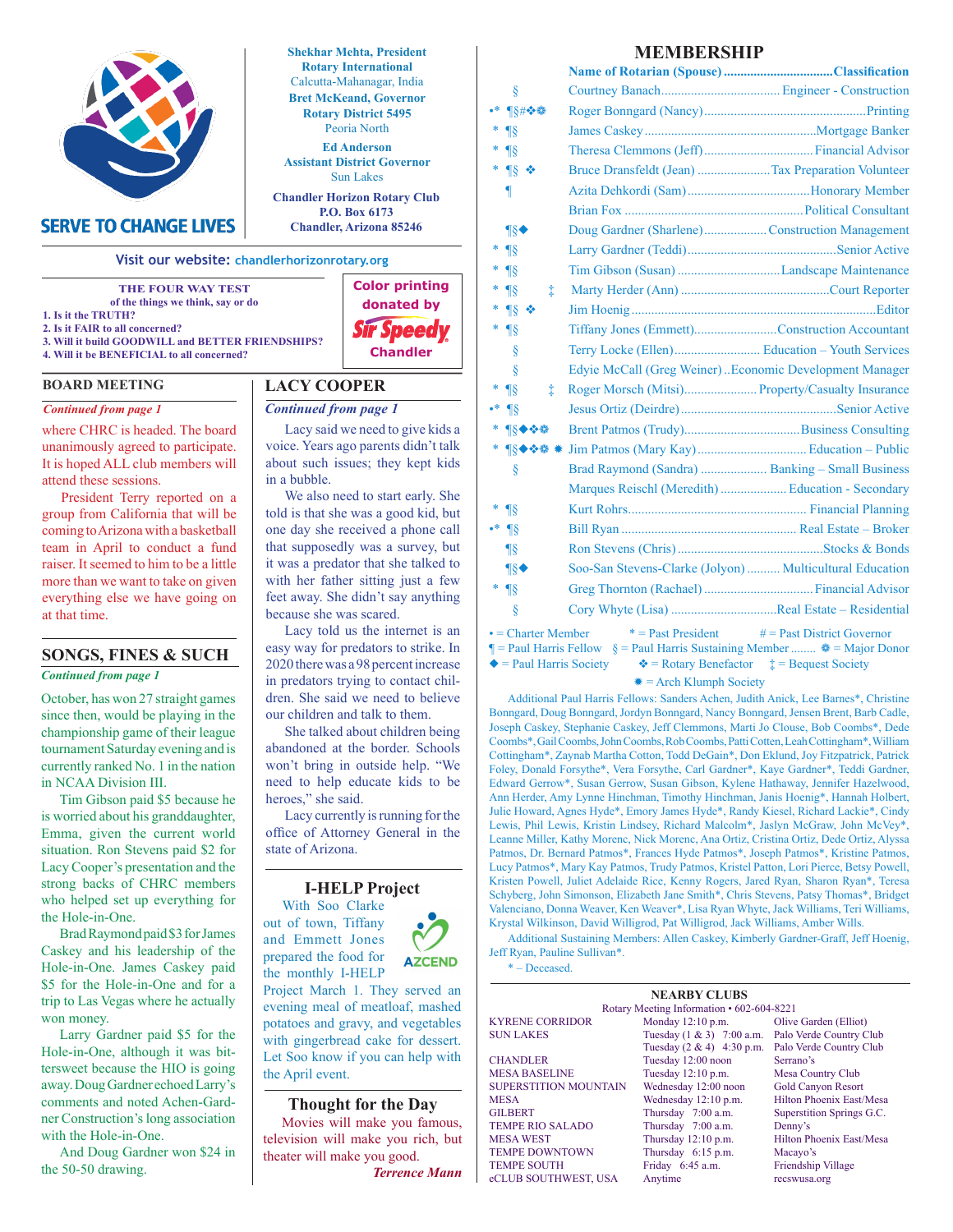SERVE TO CHANGE LIVES

**Shekhar Mehta, President**
**Rotary International**
Calcutta-Mahanagar, India
**Bret McKeand, Governor**
**Rotary District 5495**
Peoria North
**Ed Anderson**
**Assistant District Governor**
Sun Lakes
**Chandler Horizon Rotary Club**
**P.O. Box 6173**
**Chandler, Arizona 85246**

Visit our website: chandlerhorizonrotary.org

**THE FOUR WAY TEST**
**of the things we think, say or do**
1. Is it the TRUTH?
2. Is it FAIR to all concerned?
3. Will it build GOODWILL and BETTER FRIENDSHIPS?
4. Will it be BENEFICIAL to all concerned?

Color printing donated by Sir Speedy Chandler

## BOARD MEETING

*Continued from page 1*

where CHRC is headed. The board unanimously agreed to participate. It is hoped ALL club members will attend these sessions.

President Terry reported on a group from California that will be coming to Arizona with a basketball team in April to conduct a fund raiser. It seemed to him to be a little more than we want to take on given everything else we have going on at that time.

## SONGS, FINES & SUCH

*Continued from page 1*

October, has won 27 straight games since then, would be playing in the championship game of their league tournament Saturday evening and is currently ranked No. 1 in the nation in NCAA Division III.

Tim Gibson paid $5 because he is worried about his granddaughter, Emma, given the current world situation. Ron Stevens paid $2 for Lacy Cooper's presentation and the strong backs of CHRC members who helped set up everything for the Hole-in-One.

Brad Raymond paid $3 for James Caskey and his leadership of the Hole-in-One. James Caskey paid $5 for the Hole-in-One and for a trip to Las Vegas where he actually won money.

Larry Gardner paid $5 for the Hole-in-One, although it was bittersweet because the HIO is going away. Doug Gardner echoed Larry's comments and noted Achen-Gardner Construction's long association with the Hole-in-One.

And Doug Gardner won $24 in the 50-50 drawing.

## LACY COOPER

*Continued from page 1*

Lacy said we need to give kids a voice. Years ago parents didn't talk about such issues; they kept kids in a bubble.

We also need to start early. She told is that she was a good kid, but one day she received a phone call that supposedly was a survey, but it was a predator that she talked to with her father sitting just a few feet away. She didn't say anything because she was scared.

Lacy told us the internet is an easy way for predators to strike. In 2020 there was a 98 percent increase in predators trying to contact children. She said we need to believe our children and talk to them.

She talked about children being abandoned at the border. Schools won't bring in outside help. "We need to help educate kids to be heroes," she said.

Lacy currently is running for the office of Attorney General in the state of Arizona.

## I-HELP Project

With Soo Clarke out of town, Tiffany and Emmett Jones prepared the food for the monthly I-HELP Project March 1. They served an evening meal of meatloaf, mashed potatoes and gravy, and vegetables with gingerbread cake for dessert. Let Soo know if you can help with the April event.

AZCEND

## Thought for the Day

Movies will make you famous, television will make you rich, but theater will make you good.

*Terrence Mann*

## MEMBERSHIP

| | Name of Rotarian (Spouse) | Classification |
|---|---|---|
| § | Courtney Banach | Engineer - Construction |
| •* ¶§#❖✵ | Roger Bonngard (Nancy) | Printing |
| * ¶§ | James Caskey | Mortgage Banker |
| * ¶§ | Theresa Clemmons (Jeff) | Financial Advisor |
| * ¶§ ❖ | Bruce Dransfeldt (Jean) | Tax Preparation Volunteer |
| ¶ | Azita Dehkordi (Sam) | Honorary Member |
| | Brian Fox | Political Consultant |
| ¶§◆ | Doug Gardner (Sharlene) | Construction Management |
| * ¶§ | Larry Gardner (Teddi) | Senior Active |
| * ¶§ | Tim Gibson (Susan) | Landscape Maintenance |
| * ¶§ ‡ | Marty Herder (Ann) | Court Reporter |
| * ¶§ ❖ | Jim Hoenig | Editor |
| * ¶§ | Tiffany Jones (Emmett) | Construction Accountant |
| § | Terry Locke (Ellen) | Education – Youth Services |
| § | Edyie McCall (Greg Weiner) | Economic Development Manager |
| * ¶§ ‡ | Roger Morsch (Mitsi) | Property/Casualty Insurance |
| •* ¶§ | Jesus Ortiz (Deirdre) | Senior Active |
| * ¶§◆❖✵ | Brent Patmos (Trudy) | Business Consulting |
| * ¶§◆❖✵ ✹ | Jim Patmos (Mary Kay) | Education – Public |
| § | Brad Raymond (Sandra) | Banking – Small Business |
| | Marques Reischl (Meredith) | Education - Secondary |
| * ¶§ | Kurt Rohrs | Financial Planning |
| •* ¶§ | Bill Ryan | Real Estate – Broker |
| ¶§ | Ron Stevens (Chris) | Stocks & Bonds |
| ¶§◆ | Soo-San Stevens-Clarke (Jolyon) | Multicultural Education |
| * ¶§ | Greg Thornton (Rachael) | Financial Advisor |
| § | Cory Whyte (Lisa) | Real Estate – Residential |

• = Charter Member * = Past President # = Past District Governor
¶ = Paul Harris Fellow § = Paul Harris Sustaining Member ✵ = Major Donor
◆ = Paul Harris Society ❖ = Rotary Benefactor ‡ = Bequest Society
✹ = Arch Klumph Society

Additional Paul Harris Fellows: Sanders Achen, Judith Anick, Lee Barnes*, Christine Bonngard, Doug Bonngard, Jordyn Bonngard, Jensen Brent, Barb Cadle, Joseph Caskey, Stephanie Caskey, Jeff Clemmons, Marti Jo Clouse, Bob Coombs*, Dede Coombs*, Gail Coombs, John Coombs, Rob Coombs, Patti Cotten, Leah Cottingham*, William Cottingham*, Zaynab Martha Cotton, Todd DeGain*, Don Eklund, Joy Fitzpatrick, Patrick Foley, Donald Forsythe*, Vera Forsythe, Carl Gardner*, Kaye Gardner*, Teddi Gardner, Edward Gerrow*, Susan Gerrow, Susan Gibson, Kylene Hathaway, Jennifer Hazelwood, Ann Herder, Amy Lynne Hinchman, Timothy Hinchman, Janis Hoenig*, Hannah Holbert, Julie Howard, Agnes Hyde*, Emory James Hyde*, Randy Kiesel, Richard Lackie*, Cindy Lewis, Phil Lewis, Kristin Lindsey, Richard Malcolm*, Jaslyn McGraw, John McVey*, Leanne Miller, Kathy Morenc, Nick Morenc, Ana Ortiz, Cristina Ortiz, Dede Ortiz, Alyssa Patmos, Dr. Bernard Patmos*, Frances Hyde Patmos*, Joseph Patmos*, Kristine Patmos, Lucy Patmos*, Mary Kay Patmos, Trudy Patmos, Kristel Patton, Lori Pierce, Betsy Powell, Kristen Powell, Juliet Adelaide Rice, Kenny Rogers, Jared Ryan, Sharon Ryan*, Teresa Schyberg, John Simonson, Elizabeth Jane Smith*, Chris Stevens, Patsy Thomas*, Bridget Valenciano, Donna Weaver, Ken Weaver*, Lisa Ryan Whyte, Jack Williams, Teri Williams, Krystal Wilkinson, David Willigrod, Pat Willigrod, Jack Williams, Amber Wills.

Additional Sustaining Members: Allen Caskey, Kimberly Gardner-Graff, Jeff Hoenig, Jeff Ryan, Pauline Sullivan*.

\* – Deceased.

## NEARBY CLUBS

Rotary Meeting Information • 602-604-8221

| | | |
|---|---|---|
| KYRENE CORRIDOR | Monday 12:10 p.m. | Olive Garden (Elliot) |
| SUN LAKES | Tuesday (1 & 3) 7:00 a.m. | Palo Verde Country Club |
| | Tuesday (2 & 4) 4:30 p.m. | Palo Verde Country Club |
| CHANDLER | Tuesday 12:00 noon | Serrano's |
| MESA BASELINE | Tuesday 12:10 p.m. | Mesa Country Club |
| SUPERSTITION MOUNTAIN | Wednesday 12:00 noon | Gold Canyon Resort |
| MESA | Wednesday 12:10 p.m. | Hilton Phoenix East/Mesa |
| GILBERT | Thursday 7:00 a.m. | Superstition Springs G.C. |
| TEMPE RIO SALADO | Thursday 7:00 a.m. | Denny's |
| MESA WEST | Thursday 12:10 p.m. | Hilton Phoenix East/Mesa |
| TEMPE DOWNTOWN | Thursday 6:15 p.m. | Macayo's |
| TEMPE SOUTH | Friday 6:45 a.m. | Friendship Village |
| eCLUB SOUTHWEST, USA | Anytime | recswusa.org |